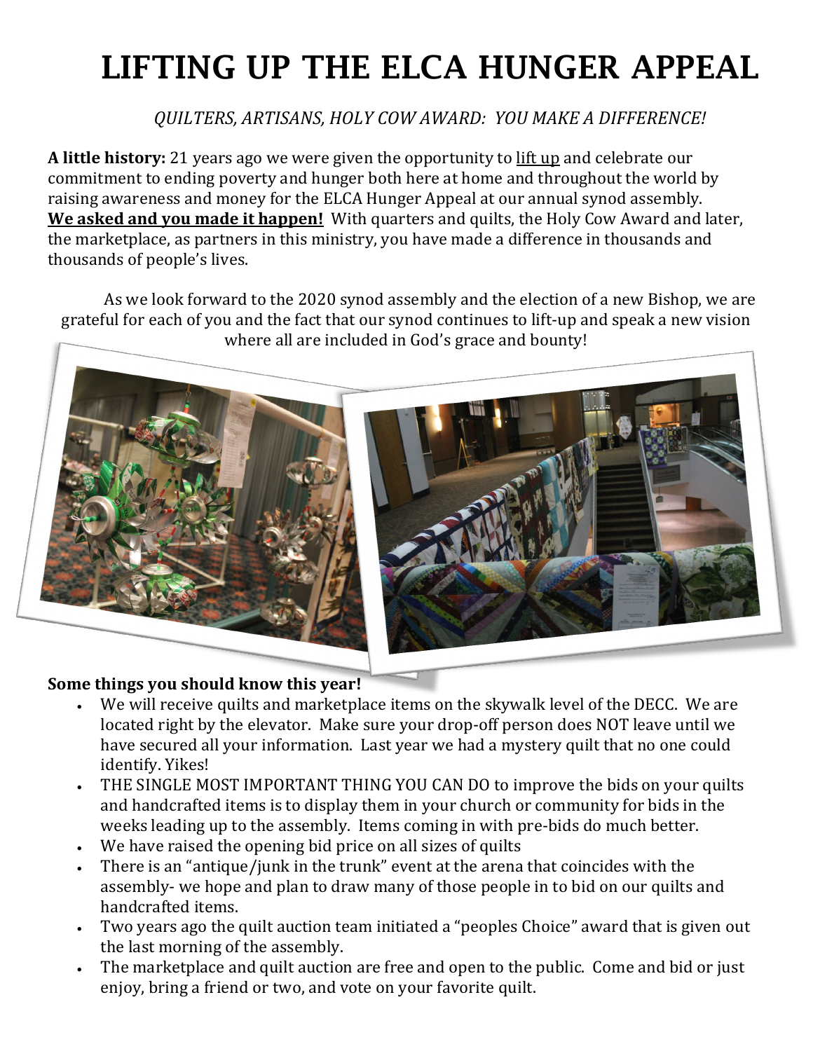# LIFTING UP THE ELCA HUNGER APPEAL

*QUILTERS, ARTISANS, HOLY COW AWARD: YOU MAKE A DIFFERENCE!*

**A little history:** 21 years ago we were given the opportunity to <u>lift up</u> and celebrate our commitment to ending poverty and hunger both here at home and throughout the world by raising awareness and money for the ELCA Hunger Appeal at our annual synod assembly. **<u>We asked and you made it happen!</u>** With quarters and quilts, the Holy Cow Award and later, the marketplace, as partners in this ministry, you have made a difference in thousands and thousands of people's lives.

As we look forward to the 2020 synod assembly and the election of a new Bishop, we are grateful for each of you and the fact that our synod continues to lift-up and speak a new vision where all are included in God's grace and bounty!

**Some things you should know this year!**

- We will receive quilts and marketplace items on the skywalk level of the DECC. We are located right by the elevator. Make sure your drop-off person does NOT leave until we have secured all your information. Last year we had a mystery quilt that no one could identify. Yikes!
- THE SINGLE MOST IMPORTANT THING YOU CAN DO to improve the bids on your quilts and handcrafted items is to display them in your church or community for bids in the weeks leading up to the assembly. Items coming in with pre-bids do much better.
- We have raised the opening bid price on all sizes of quilts
- There is an "antique/junk in the trunk" event at the arena that coincides with the assembly- we hope and plan to draw many of those people in to bid on our quilts and handcrafted items.
- Two years ago the quilt auction team initiated a "peoples Choice" award that is given out the last morning of the assembly.
- The marketplace and quilt auction are free and open to the public. Come and bid or just enjoy, bring a friend or two, and vote on your favorite quilt.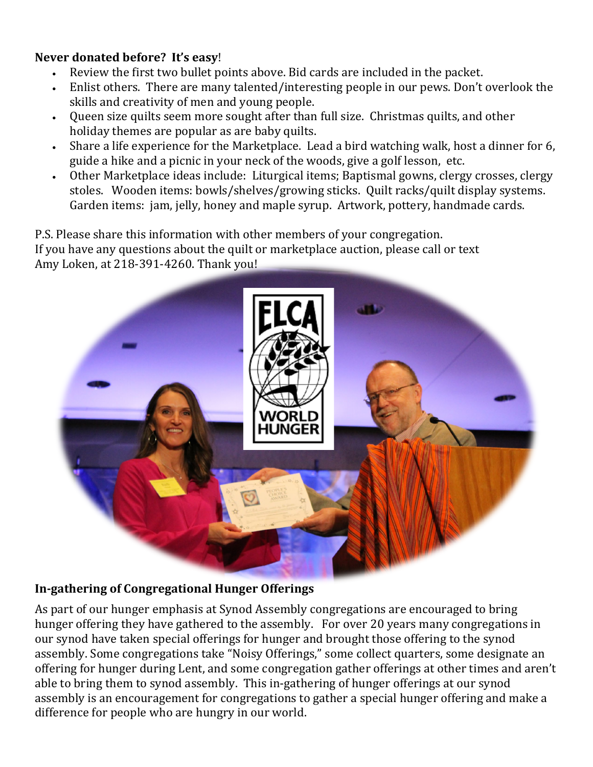**Never donated before? It's easy**!

- Review the first two bullet points above. Bid cards are included in the packet.
- Enlist others. There are many talented/interesting people in our pews. Don't overlook the skills and creativity of men and young people.
- Queen size quilts seem more sought after than full size. Christmas quilts, and other holiday themes are popular as are baby quilts.
- Share a life experience for the Marketplace. Lead a bird watching walk, host a dinner for 6, guide a hike and a picnic in your neck of the woods, give a golf lesson, etc.
- Other Marketplace ideas include: Liturgical items; Baptismal gowns, clergy crosses, clergy stoles. Wooden items: bowls/shelves/growing sticks. Quilt racks/quilt display systems. Garden items: jam, jelly, honey and maple syrup. Artwork, pottery, handmade cards.

P.S. Please share this information with other members of your congregation.
If you have any questions about the quilt or marketplace auction, please call or text Amy Loken, at 218-391-4260. Thank you!

**In-gathering of Congregational Hunger Offerings**

As part of our hunger emphasis at Synod Assembly congregations are encouraged to bring hunger offering they have gathered to the assembly. For over 20 years many congregations in our synod have taken special offerings for hunger and brought those offering to the synod assembly. Some congregations take "Noisy Offerings," some collect quarters, some designate an offering for hunger during Lent, and some congregation gather offerings at other times and aren't able to bring them to synod assembly. This in-gathering of hunger offerings at our synod assembly is an encouragement for congregations to gather a special hunger offering and make a difference for people who are hungry in our world.